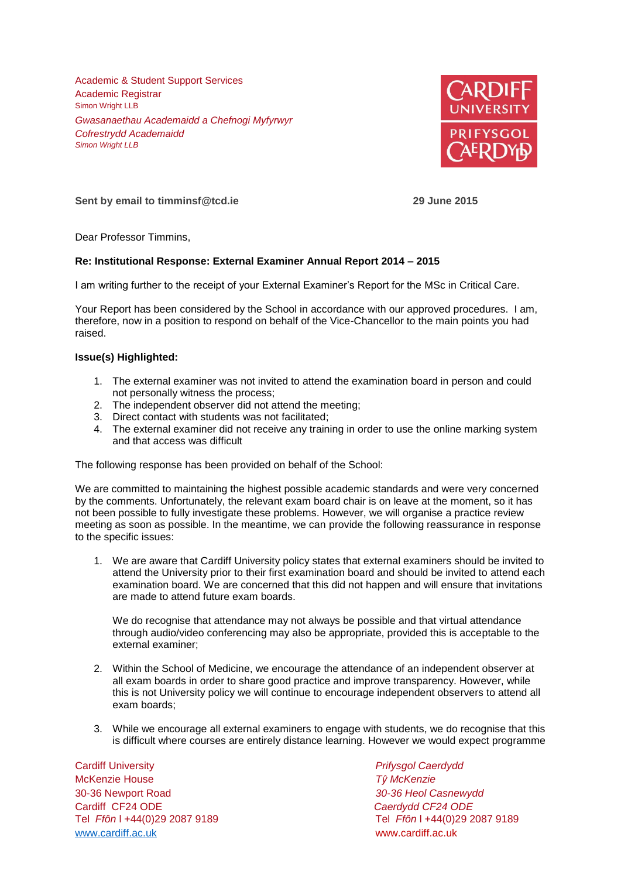Academic & Student Support Services
Academic Registrar
Simon Wright LLB

*Gwasanaethau Academaidd a Chefnogi Myfyrwyr*
*Cofrestrydd Academaidd*
*Simon Wright LLB*

**Sent by email to timminsf@tcd.ie** **29 June 2015**

Dear Professor Timmins,

**Re: Institutional Response: External Examiner Annual Report 2014 – 2015**

I am writing further to the receipt of your External Examiner's Report for the MSc in Critical Care.

Your Report has been considered by the School in accordance with our approved procedures. I am, therefore, now in a position to respond on behalf of the Vice-Chancellor to the main points you had raised.

**Issue(s) Highlighted:**

1. The external examiner was not invited to attend the examination board in person and could not personally witness the process;
2. The independent observer did not attend the meeting;
3. Direct contact with students was not facilitated;
4. The external examiner did not receive any training in order to use the online marking system and that access was difficult

The following response has been provided on behalf of the School:

We are committed to maintaining the highest possible academic standards and were very concerned by the comments. Unfortunately, the relevant exam board chair is on leave at the moment, so it has not been possible to fully investigate these problems. However, we will organise a practice review meeting as soon as possible. In the meantime, we can provide the following reassurance in response to the specific issues:

1. We are aware that Cardiff University policy states that external examiners should be invited to attend the University prior to their first examination board and should be invited to attend each examination board. We are concerned that this did not happen and will ensure that invitations are made to attend future exam boards.

   We do recognise that attendance may not always be possible and that virtual attendance through audio/video conferencing may also be appropriate, provided this is acceptable to the external examiner;

2. Within the School of Medicine, we encourage the attendance of an independent observer at all exam boards in order to share good practice and improve transparency. However, while this is not University policy we will continue to encourage independent observers to attend all exam boards;

3. While we encourage all external examiners to engage with students, we do recognise that this is difficult where courses are entirely distance learning. However we would expect programme

Cardiff University
McKenzie House
30-36 Newport Road
Cardiff CF24 ODE
Tel *Ffôn* l +44(0)29 2087 9189
www.cardiff.ac.uk

*Prifysgol Caerdydd*
*Tŷ McKenzie*
*30-36 Heol Casnewydd*
*Caerdydd CF24 ODE*
Tel *Ffôn* l +44(0)29 2087 9189
www.cardiff.ac.uk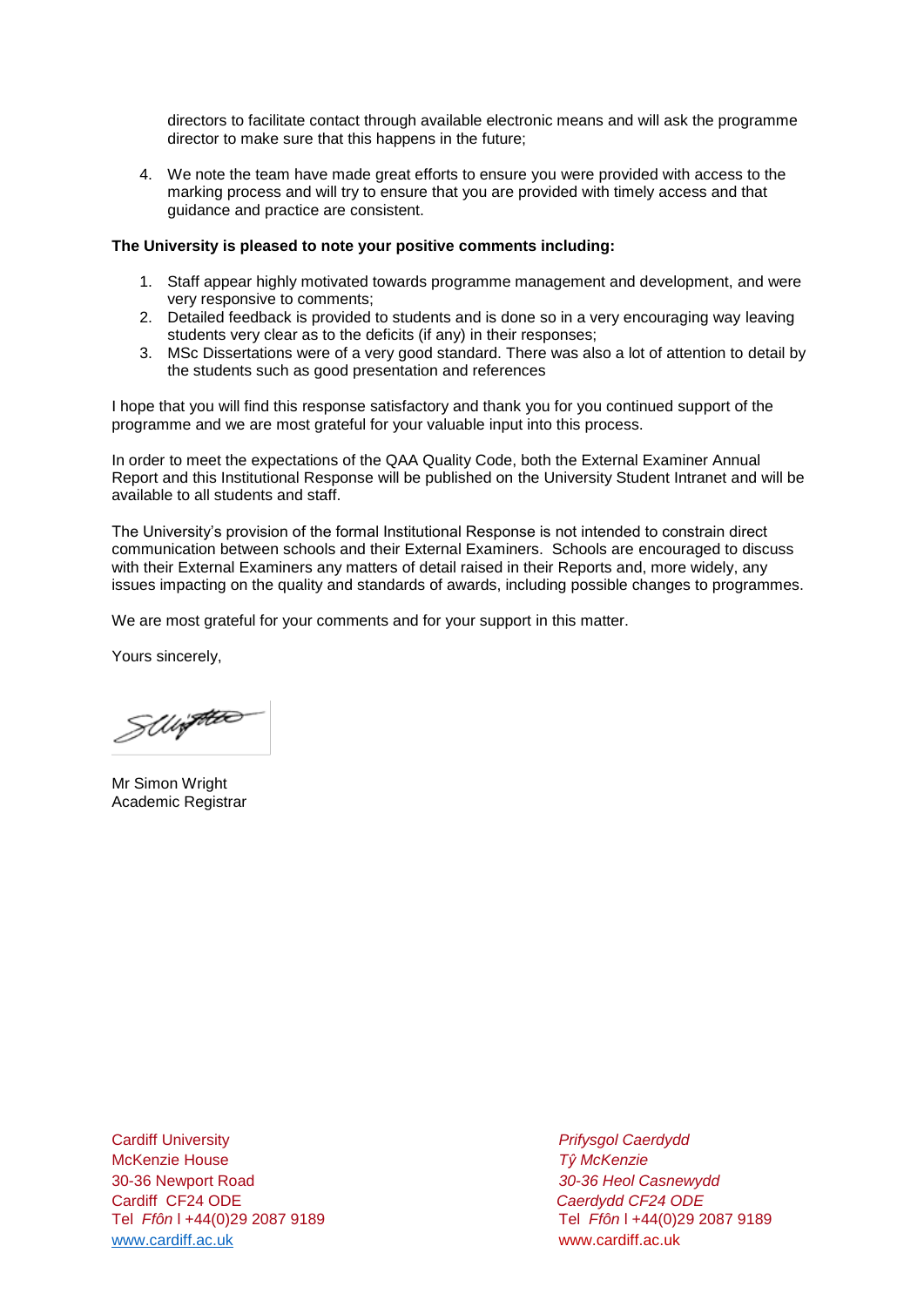directors to facilitate contact through available electronic means and will ask the programme director to make sure that this happens in the future;

4. We note the team have made great efforts to ensure you were provided with access to the marking process and will try to ensure that you are provided with timely access and that guidance and practice are consistent.

**The University is pleased to note your positive comments including:**

1. Staff appear highly motivated towards programme management and development, and were very responsive to comments;
2. Detailed feedback is provided to students and is done so in a very encouraging way leaving students very clear as to the deficits (if any) in their responses;
3. MSc Dissertations were of a very good standard. There was also a lot of attention to detail by the students such as good presentation and references

I hope that you will find this response satisfactory and thank you for you continued support of the programme and we are most grateful for your valuable input into this process.

In order to meet the expectations of the QAA Quality Code, both the External Examiner Annual Report and this Institutional Response will be published on the University Student Intranet and will be available to all students and staff.

The University's provision of the formal Institutional Response is not intended to constrain direct communication between schools and their External Examiners. Schools are encouraged to discuss with their External Examiners any matters of detail raised in their Reports and, more widely, any issues impacting on the quality and standards of awards, including possible changes to programmes.

We are most grateful for your comments and for your support in this matter.

Yours sincerely,

Mr Simon Wright
Academic Registrar

Cardiff University
McKenzie House
30-36 Newport Road
Cardiff CF24 ODE
Tel *Ffôn* l +44(0)29 2087 9189
www.cardiff.ac.uk

*Prifysgol Caerdydd*
*Tŷ McKenzie*
*30-36 Heol Casnewydd*
*Caerdydd CF24 ODE*
Tel *Ffôn* l +44(0)29 2087 9189
www.cardiff.ac.uk